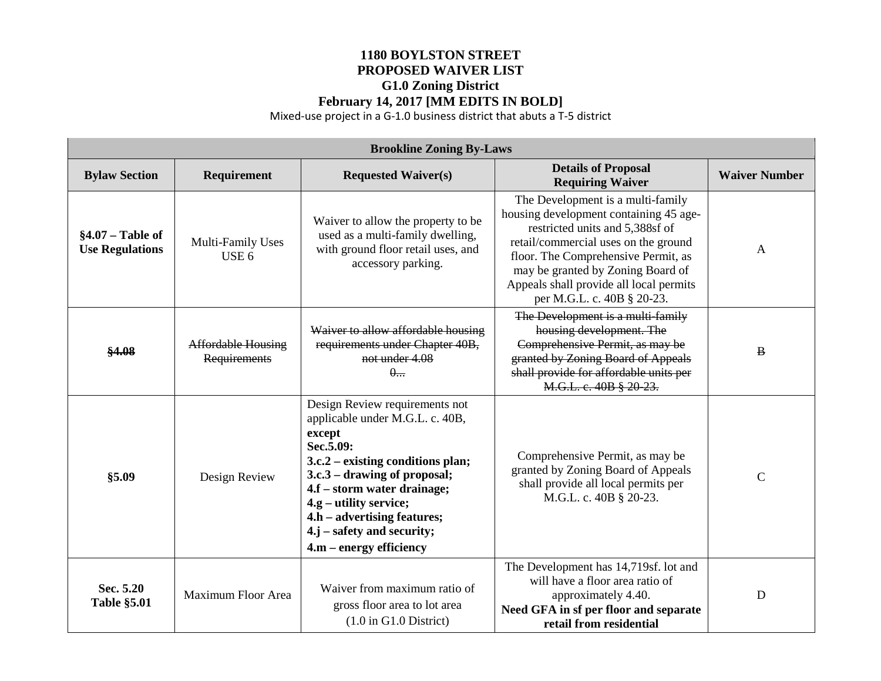# 1180 BOYLSTON STREET
# PROPOSED WAIVER LIST
# G1.0 Zoning District
# February 14, 2017 [MM EDITS IN BOLD]

Mixed-use project in a G-1.0 business district that abuts a T-5 district

| Brookline Zoning By-Laws | | | | |
|---|---|---|---|---|
| **Bylaw Section** | **Requirement** | **Requested Waiver(s)** | **Details of Proposal Requiring Waiver** | **Waiver Number** |
| **§4.07 – Table of Use Regulations** | Multi-Family Uses USE 6 | Waiver to allow the property to be used as a multi-family dwelling, with ground floor retail uses, and accessory parking. | The Development is a multi-family housing development containing 45 age-restricted units and 5,388sf of retail/commercial uses on the ground floor. The Comprehensive Permit, as may be granted by Zoning Board of Appeals shall provide all local permits per M.G.L. c. 40B § 20-23. | A |
| ~~**§4.08**~~ | ~~Affordable Housing Requirements~~ | ~~Waiver to allow affordable housing requirements under Chapter 40B, not under 4.08~~ ~~0...~~ | ~~The Development is a multi-family housing development. The Comprehensive Permit, as may be granted by Zoning Board of Appeals shall provide for affordable units per M.G.L. c. 40B § 20-23.~~ | ~~B~~ |
| **§5.09** | Design Review | Design Review requirements not applicable under M.G.L. c. 40B, **except Sec.5.09: 3.c.2 – existing conditions plan; 3.c.3 – drawing of proposal; 4.f – storm water drainage; 4.g – utility service; 4.h – advertising features; 4.j – safety and security; 4.m – energy efficiency** | Comprehensive Permit, as may be granted by Zoning Board of Appeals shall provide all local permits per M.G.L. c. 40B § 20-23. | C |
| **Sec. 5.20 Table §5.01** | Maximum Floor Area | Waiver from maximum ratio of gross floor area to lot area (1.0 in G1.0 District) | The Development has 14,719sf. lot and will have a floor area ratio of approximately 4.40. **Need GFA in sf per floor and separate retail from residential** | D |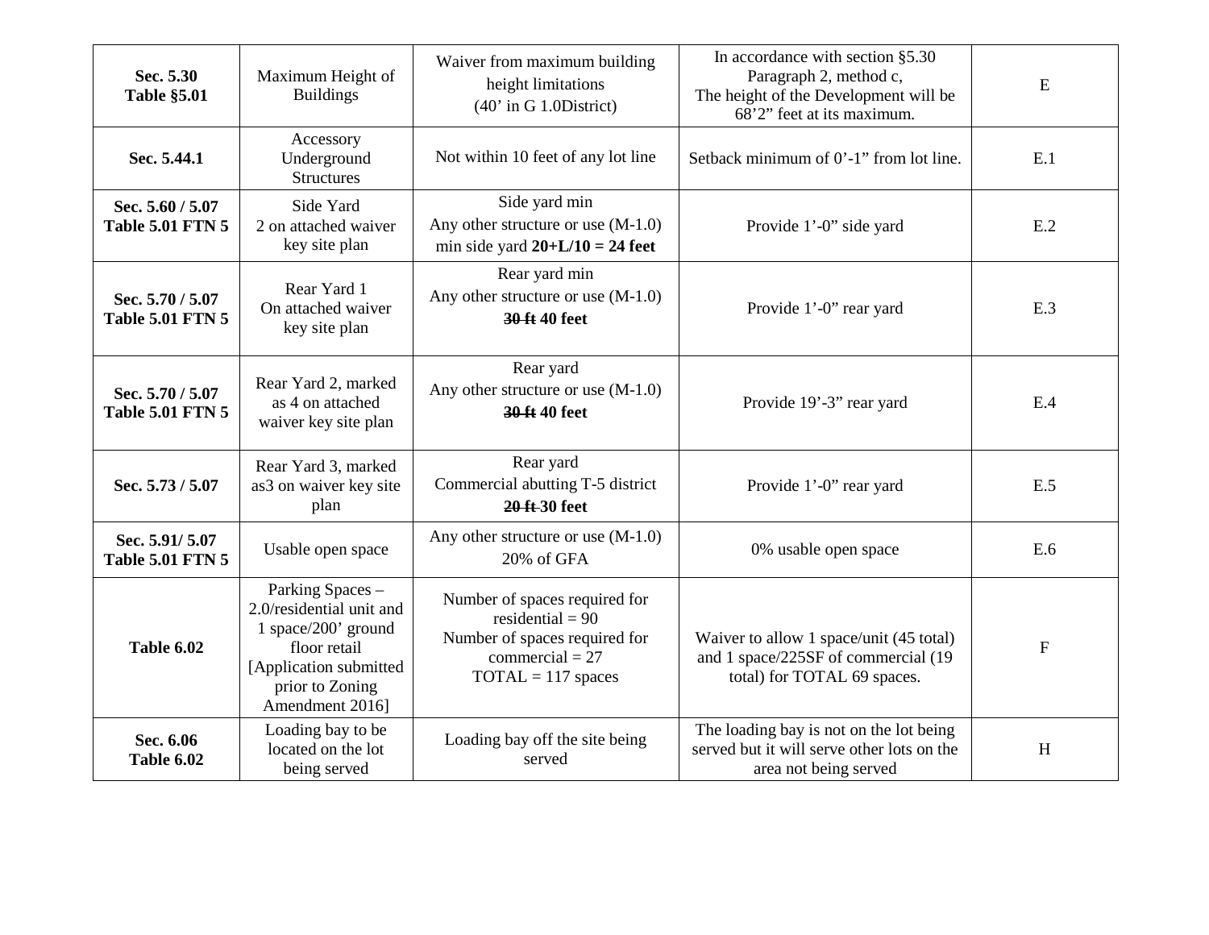| **Sec. 5.30 Table §5.01** | Maximum Height of Buildings | Waiver from maximum building height limitations (40' in G 1.0District) | In accordance with section §5.30 Paragraph 2, method c, The height of the Development will be 68'2" feet at its maximum. | E |
|---|---|---|---|---|
| **Sec. 5.44.1** | Accessory Underground Structures | Not within 10 feet of any lot line | Setback minimum of 0'-1" from lot line. | E.1 |
| **Sec. 5.60 / 5.07 Table 5.01 FTN 5** | Side Yard 2 on attached waiver key site plan | Side yard min Any other structure or use (M-1.0) min side yard **20+L/10 = 24 feet** | Provide 1'-0" side yard | E.2 |
| **Sec. 5.70 / 5.07 Table 5.01 FTN 5** | Rear Yard 1 On attached waiver key site plan | Rear yard min Any other structure or use (M-1.0) **~~30 ft~~ 40 feet** | Provide 1'-0" rear yard | E.3 |
| **Sec. 5.70 / 5.07 Table 5.01 FTN 5** | Rear Yard 2, marked as 4 on attached waiver key site plan | Rear yard Any other structure or use (M-1.0) **~~30 ft~~ 40 feet** | Provide 19'-3" rear yard | E.4 |
| **Sec. 5.73 / 5.07** | Rear Yard 3, marked as3 on waiver key site plan | Rear yard Commercial abutting T-5 district **~~20 ft~~ 30 feet** | Provide 1'-0" rear yard | E.5 |
| **Sec. 5.91/ 5.07 Table 5.01 FTN 5** | Usable open space | Any other structure or use (M-1.0) 20% of GFA | 0% usable open space | E.6 |
| **Table 6.02** | Parking Spaces – 2.0/residential unit and 1 space/200' ground floor retail [Application submitted prior to Zoning Amendment 2016] | Number of spaces required for residential = 90 Number of spaces required for commercial = 27 TOTAL = 117 spaces | Waiver to allow 1 space/unit (45 total) and 1 space/225SF of commercial (19 total) for TOTAL 69 spaces. | F |
| **Sec. 6.06 Table 6.02** | Loading bay to be located on the lot being served | Loading bay off the site being served | The loading bay is not on the lot being served but it will serve other lots on the area not being served | H |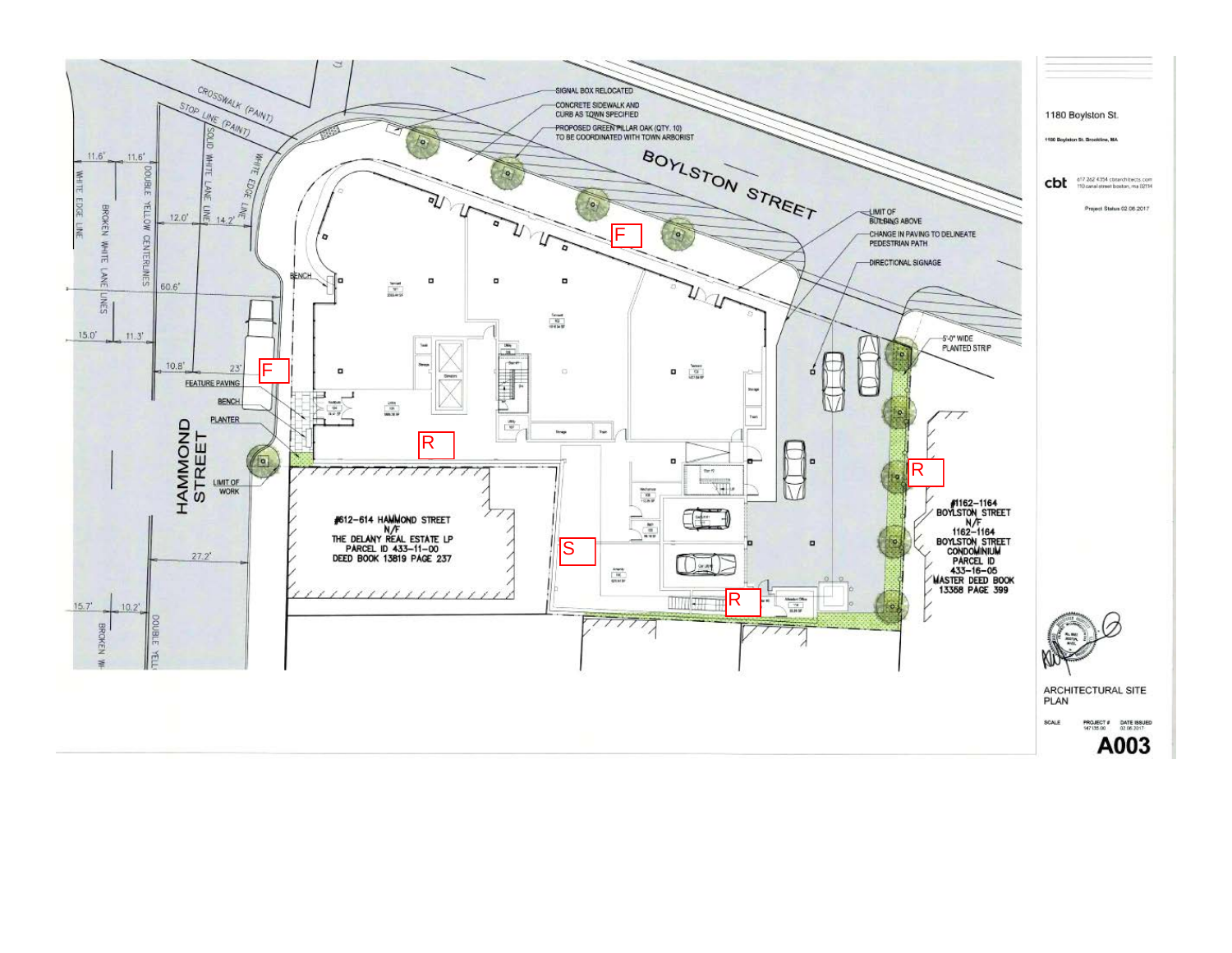1180 Boylston St.

1180 Boylston St. Brookline, MA

cbt 617 262 4354 cbtarchitects.com
110 canal street boston, ma 02114

Project Status 02.06.2017

ARCHITECTURAL SITE PLAN

SCALE

PROJECT # 147135.00

DATE ISSUED 02.06.2017

A003

BOYLSTON STREET

HAMMOND STREET

SIGNAL BOX RELOCATED

CONCRETE SIDEWALK AND CURB AS TOWN SPECIFIED

PROPOSED GREEN PILLAR OAK (QTY. 10) TO BE COORDINATED WITH TOWN ARBORIST

LIMIT OF BUILDING ABOVE

CHANGE IN PAVING TO DELINEATE PEDESTRIAN PATH

DIRECTIONAL SIGNAGE

5'-0" WIDE PLANTED STRIP

CROSSWALK (PAINT)

STOP LINE (PAINT)

SOLID WHITE LANE LINE

WHITE EDGE LINE

DOUBLE YELLOW CENTERLINES

BROKEN WHITE LANE LINES

FEATURE PAVING

BENCH

PLANTER

LIMIT OF WORK

#612-614 HAMMOND STREET
N/F
THE DELANY REAL ESTATE LP
PARCEL ID 433-11-00
DEED BOOK 13819 PAGE 237

#1162-1164 BOYLSTON STREET
N/F
1162-1164 BOYLSTON STREET CONDOMINIUM
PARCEL ID 433-16-05
MASTER DEED BOOK 13368 PAGE 399

11.6' 11.6' 12.0' 14.2' 60.6' 15.0' 11.3' 10.8' 23' 27.2' 15.7' 10.2'

F F R R S R